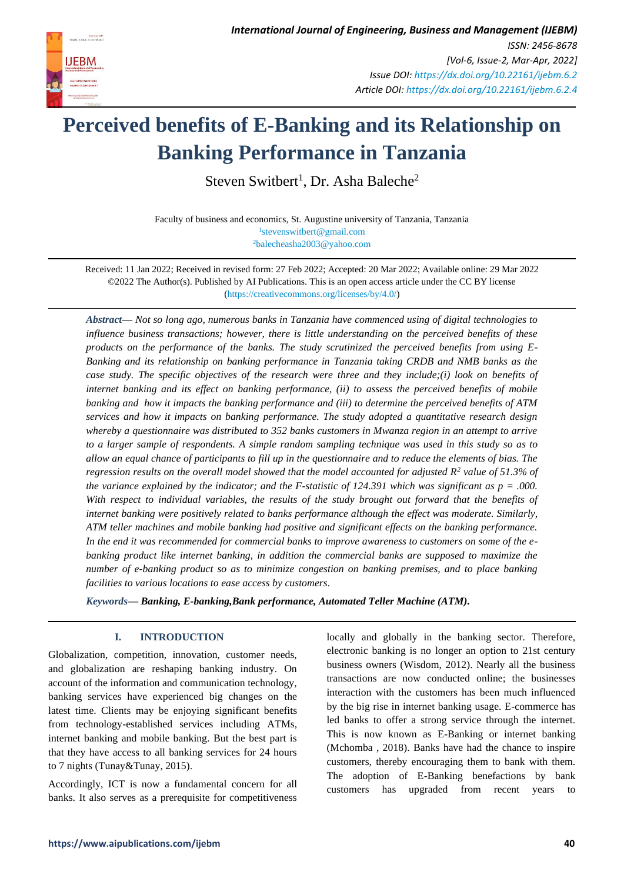# Perceived benefits of E-Banking and its Relationship on Banking Performance in Tanzania

Steven Switbert[1], Dr. Asha Baleche[2]

Faculty of business and economics, St. Augustine university of Tanzania, Tanzania
[1]stevenswitbert@gmail.com
[2]balecheasha2003@yahoo.com

Received: 11 Jan 2022; Received in revised form: 27 Feb 2022; Accepted: 20 Mar 2022; Available online: 29 Mar 2022
©2022 The Author(s). Published by AI Publications. This is an open access article under the CC BY license (https://creativecommons.org/licenses/by/4.0/)

***Abstract***— *Not so long ago, numerous banks in Tanzania have commenced using of digital technologies to influence business transactions; however, there is little understanding on the perceived benefits of these products on the performance of the banks. The study scrutinized the perceived benefits from using E-Banking and its relationship on banking performance in Tanzania taking CRDB and NMB banks as the case study. The specific objectives of the research were three and they include;(i) look on benefits of internet banking and its effect on banking performance, (ii) to assess the perceived benefits of mobile banking and how it impacts the banking performance and (iii) to determine the perceived benefits of ATM services and how it impacts on banking performance. The study adopted a quantitative research design whereby a questionnaire was distributed to 352 banks customers in Mwanza region in an attempt to arrive to a larger sample of respondents. A simple random sampling technique was used in this study so as to allow an equal chance of participants to fill up in the questionnaire and to reduce the elements of bias. The regression results on the overall model showed that the model accounted for adjusted $R^2$ value of 51.3% of the variance explained by the indicator; and the F-statistic of 124.391 which was significant as p = .000. With respect to individual variables, the results of the study brought out forward that the benefits of internet banking were positively related to banks performance although the effect was moderate. Similarly, ATM teller machines and mobile banking had positive and significant effects on the banking performance. In the end it was recommended for commercial banks to improve awareness to customers on some of the e-banking product like internet banking, in addition the commercial banks are supposed to maximize the number of e-banking product so as to minimize congestion on banking premises, and to place banking facilities to various locations to ease access by customers.*

***Keywords***— ***Banking, E-banking,Bank performance, Automated Teller Machine (ATM).***

## I. INTRODUCTION

Globalization, competition, innovation, customer needs, and globalization are reshaping banking industry. On account of the information and communication technology, banking services have experienced big changes on the latest time. Clients may be enjoying significant benefits from technology-established services including ATMs, internet banking and mobile banking. But the best part is that they have access to all banking services for 24 hours to 7 nights (Tunay&Tunay, 2015).

Accordingly, ICT is now a fundamental concern for all banks. It also serves as a prerequisite for competitiveness locally and globally in the banking sector. Therefore, electronic banking is no longer an option to 21st century business owners (Wisdom, 2012). Nearly all the business transactions are now conducted online; the businesses interaction with the customers has been much influenced by the big rise in internet banking usage. E-commerce has led banks to offer a strong service through the internet. This is now known as E-Banking or internet banking (Mchomba , 2018). Banks have had the chance to inspire customers, thereby encouraging them to bank with them. The adoption of E-Banking benefactions by bank customers has upgraded from recent years to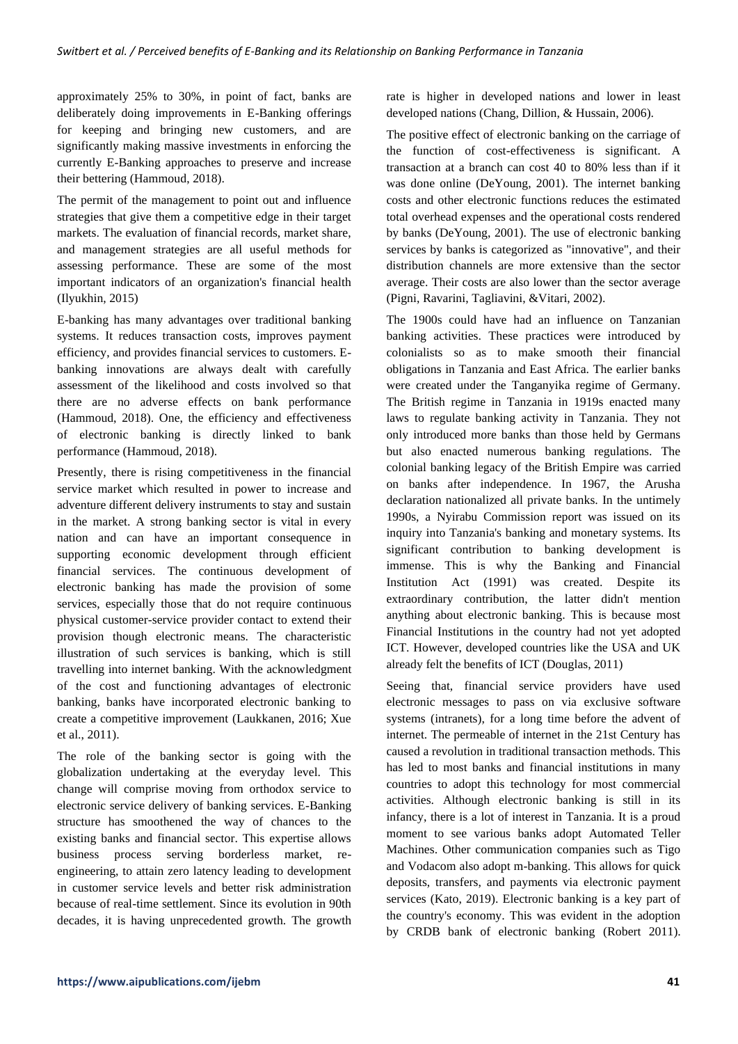approximately 25% to 30%, in point of fact, banks are deliberately doing improvements in E-Banking offerings for keeping and bringing new customers, and are significantly making massive investments in enforcing the currently E-Banking approaches to preserve and increase their bettering (Hammoud, 2018).

The permit of the management to point out and influence strategies that give them a competitive edge in their target markets. The evaluation of financial records, market share, and management strategies are all useful methods for assessing performance. These are some of the most important indicators of an organization's financial health (Ilyukhin, 2015)

E-banking has many advantages over traditional banking systems. It reduces transaction costs, improves payment efficiency, and provides financial services to customers. E-banking innovations are always dealt with carefully assessment of the likelihood and costs involved so that there are no adverse effects on bank performance (Hammoud, 2018). One, the efficiency and effectiveness of electronic banking is directly linked to bank performance (Hammoud, 2018).

Presently, there is rising competitiveness in the financial service market which resulted in power to increase and adventure different delivery instruments to stay and sustain in the market. A strong banking sector is vital in every nation and can have an important consequence in supporting economic development through efficient financial services. The continuous development of electronic banking has made the provision of some services, especially those that do not require continuous physical customer-service provider contact to extend their provision though electronic means. The characteristic illustration of such services is banking, which is still travelling into internet banking. With the acknowledgment of the cost and functioning advantages of electronic banking, banks have incorporated electronic banking to create a competitive improvement (Laukkanen, 2016; Xue et al., 2011).

The role of the banking sector is going with the globalization undertaking at the everyday level. This change will comprise moving from orthodox service to electronic service delivery of banking services. E-Banking structure has smoothened the way of chances to the existing banks and financial sector. This expertise allows business process serving borderless market, re-engineering, to attain zero latency leading to development in customer service levels and better risk administration because of real-time settlement. Since its evolution in 90th decades, it is having unprecedented growth. The growth rate is higher in developed nations and lower in least developed nations (Chang, Dillion, & Hussain, 2006).

The positive effect of electronic banking on the carriage of the function of cost-effectiveness is significant. A transaction at a branch can cost 40 to 80% less than if it was done online (DeYoung, 2001). The internet banking costs and other electronic functions reduces the estimated total overhead expenses and the operational costs rendered by banks (DeYoung, 2001). The use of electronic banking services by banks is categorized as "innovative", and their distribution channels are more extensive than the sector average. Their costs are also lower than the sector average (Pigni, Ravarini, Tagliavini, &Vitari, 2002).

The 1900s could have had an influence on Tanzanian banking activities. These practices were introduced by colonialists so as to make smooth their financial obligations in Tanzania and East Africa. The earlier banks were created under the Tanganyika regime of Germany. The British regime in Tanzania in 1919s enacted many laws to regulate banking activity in Tanzania. They not only introduced more banks than those held by Germans but also enacted numerous banking regulations. The colonial banking legacy of the British Empire was carried on banks after independence. In 1967, the Arusha declaration nationalized all private banks. In the untimely 1990s, a Nyirabu Commission report was issued on its inquiry into Tanzania's banking and monetary systems. Its significant contribution to banking development is immense. This is why the Banking and Financial Institution Act (1991) was created. Despite its extraordinary contribution, the latter didn't mention anything about electronic banking. This is because most Financial Institutions in the country had not yet adopted ICT. However, developed countries like the USA and UK already felt the benefits of ICT (Douglas, 2011)

Seeing that, financial service providers have used electronic messages to pass on via exclusive software systems (intranets), for a long time before the advent of internet. The permeable of internet in the 21st Century has caused a revolution in traditional transaction methods. This has led to most banks and financial institutions in many countries to adopt this technology for most commercial activities. Although electronic banking is still in its infancy, there is a lot of interest in Tanzania. It is a proud moment to see various banks adopt Automated Teller Machines. Other communication companies such as Tigo and Vodacom also adopt m-banking. This allows for quick deposits, transfers, and payments via electronic payment services (Kato, 2019). Electronic banking is a key part of the country's economy. This was evident in the adoption by CRDB bank of electronic banking (Robert 2011).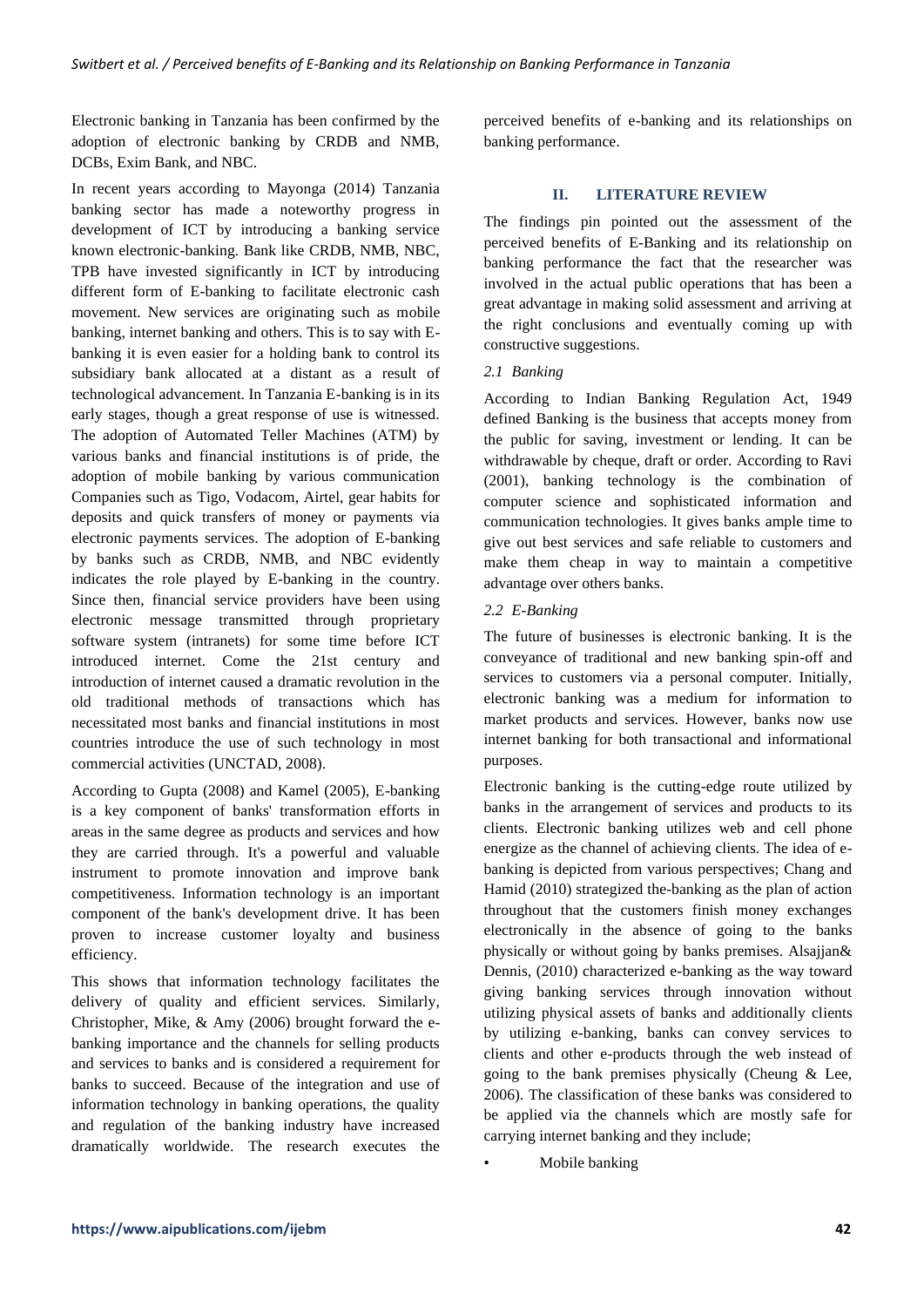Electronic banking in Tanzania has been confirmed by the adoption of electronic banking by CRDB and NMB, DCBs, Exim Bank, and NBC.

In recent years according to Mayonga (2014) Tanzania banking sector has made a noteworthy progress in development of ICT by introducing a banking service known electronic-banking. Bank like CRDB, NMB, NBC, TPB have invested significantly in ICT by introducing different form of E-banking to facilitate electronic cash movement. New services are originating such as mobile banking, internet banking and others. This is to say with E-banking it is even easier for a holding bank to control its subsidiary bank allocated at a distant as a result of technological advancement. In Tanzania E-banking is in its early stages, though a great response of use is witnessed. The adoption of Automated Teller Machines (ATM) by various banks and financial institutions is of pride, the adoption of mobile banking by various communication Companies such as Tigo, Vodacom, Airtel, gear habits for deposits and quick transfers of money or payments via electronic payments services. The adoption of E-banking by banks such as CRDB, NMB, and NBC evidently indicates the role played by E-banking in the country. Since then, financial service providers have been using electronic message transmitted through proprietary software system (intranets) for some time before ICT introduced internet. Come the 21st century and introduction of internet caused a dramatic revolution in the old traditional methods of transactions which has necessitated most banks and financial institutions in most countries introduce the use of such technology in most commercial activities (UNCTAD, 2008).

According to Gupta (2008) and Kamel (2005), E-banking is a key component of banks' transformation efforts in areas in the same degree as products and services and how they are carried through. It's a powerful and valuable instrument to promote innovation and improve bank competitiveness. Information technology is an important component of the bank's development drive. It has been proven to increase customer loyalty and business efficiency.

This shows that information technology facilitates the delivery of quality and efficient services. Similarly, Christopher, Mike, & Amy (2006) brought forward the e-banking importance and the channels for selling products and services to banks and is considered a requirement for banks to succeed. Because of the integration and use of information technology in banking operations, the quality and regulation of the banking industry have increased dramatically worldwide. The research executes the perceived benefits of e-banking and its relationships on banking performance.

## II. LITERATURE REVIEW

The findings pin pointed out the assessment of the perceived benefits of E-Banking and its relationship on banking performance the fact that the researcher was involved in the actual public operations that has been a great advantage in making solid assessment and arriving at the right conclusions and eventually coming up with constructive suggestions.

### *2.1 Banking*

According to Indian Banking Regulation Act, 1949 defined Banking is the business that accepts money from the public for saving, investment or lending. It can be withdrawable by cheque, draft or order. According to Ravi (2001), banking technology is the combination of computer science and sophisticated information and communication technologies. It gives banks ample time to give out best services and safe reliable to customers and make them cheap in way to maintain a competitive advantage over others banks.

### *2.2 E-Banking*

The future of businesses is electronic banking. It is the conveyance of traditional and new banking spin-off and services to customers via a personal computer. Initially, electronic banking was a medium for information to market products and services. However, banks now use internet banking for both transactional and informational purposes.

Electronic banking is the cutting-edge route utilized by banks in the arrangement of services and products to its clients. Electronic banking utilizes web and cell phone energize as the channel of achieving clients. The idea of e-banking is depicted from various perspectives; Chang and Hamid (2010) strategized the-banking as the plan of action throughout that the customers finish money exchanges electronically in the absence of going to the banks physically or without going by banks premises. Alsajjan& Dennis, (2010) characterized e-banking as the way toward giving banking services through innovation without utilizing physical assets of banks and additionally clients by utilizing e-banking, banks can convey services to clients and other e-products through the web instead of going to the bank premises physically (Cheung & Lee, 2006). The classification of these banks was considered to be applied via the channels which are mostly safe for carrying internet banking and they include;

- Mobile banking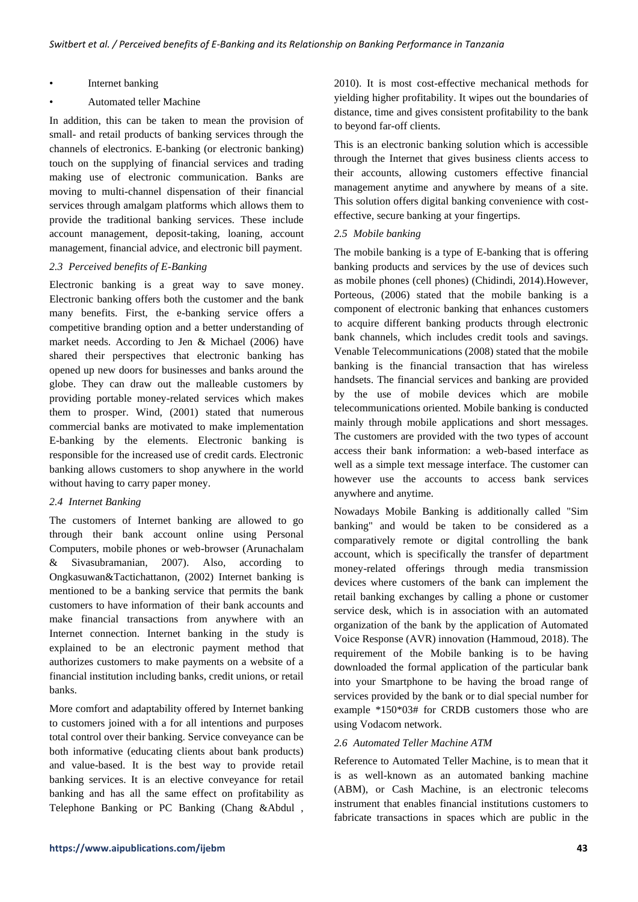- Internet banking
- Automated teller Machine

In addition, this can be taken to mean the provision of small- and retail products of banking services through the channels of electronics. E-banking (or electronic banking) touch on the supplying of financial services and trading making use of electronic communication. Banks are moving to multi-channel dispensation of their financial services through amalgam platforms which allows them to provide the traditional banking services. These include account management, deposit-taking, loaning, account management, financial advice, and electronic bill payment.

### *2.3 Perceived benefits of E-Banking*

Electronic banking is a great way to save money. Electronic banking offers both the customer and the bank many benefits. First, the e-banking service offers a competitive branding option and a better understanding of market needs. According to Jen & Michael (2006) have shared their perspectives that electronic banking has opened up new doors for businesses and banks around the globe. They can draw out the malleable customers by providing portable money-related services which makes them to prosper. Wind, (2001) stated that numerous commercial banks are motivated to make implementation E-banking by the elements. Electronic banking is responsible for the increased use of credit cards. Electronic banking allows customers to shop anywhere in the world without having to carry paper money.

### *2.4 Internet Banking*

The customers of Internet banking are allowed to go through their bank account online using Personal Computers, mobile phones or web-browser (Arunachalam & Sivasubramanian, 2007). Also, according to Ongkasuwan&Tactichattanon, (2002) Internet banking is mentioned to be a banking service that permits the bank customers to have information of their bank accounts and make financial transactions from anywhere with an Internet connection. Internet banking in the study is explained to be an electronic payment method that authorizes customers to make payments on a website of a financial institution including banks, credit unions, or retail banks.

More comfort and adaptability offered by Internet banking to customers joined with a for all intentions and purposes total control over their banking. Service conveyance can be both informative (educating clients about bank products) and value-based. It is the best way to provide retail banking services. It is an elective conveyance for retail banking and has all the same effect on profitability as Telephone Banking or PC Banking (Chang &Abdul , 2010). It is most cost-effective mechanical methods for yielding higher profitability. It wipes out the boundaries of distance, time and gives consistent profitability to the bank to beyond far-off clients.

This is an electronic banking solution which is accessible through the Internet that gives business clients access to their accounts, allowing customers effective financial management anytime and anywhere by means of a site. This solution offers digital banking convenience with cost-effective, secure banking at your fingertips.

### *2.5 Mobile banking*

The mobile banking is a type of E-banking that is offering banking products and services by the use of devices such as mobile phones (cell phones) (Chidindi, 2014).However, Porteous, (2006) stated that the mobile banking is a component of electronic banking that enhances customers to acquire different banking products through electronic bank channels, which includes credit tools and savings. Venable Telecommunications (2008) stated that the mobile banking is the financial transaction that has wireless handsets. The financial services and banking are provided by the use of mobile devices which are mobile telecommunications oriented. Mobile banking is conducted mainly through mobile applications and short messages. The customers are provided with the two types of account access their bank information: a web-based interface as well as a simple text message interface. The customer can however use the accounts to access bank services anywhere and anytime.

Nowadays Mobile Banking is additionally called "Sim banking" and would be taken to be considered as a comparatively remote or digital controlling the bank account, which is specifically the transfer of department money-related offerings through media transmission devices where customers of the bank can implement the retail banking exchanges by calling a phone or customer service desk, which is in association with an automated organization of the bank by the application of Automated Voice Response (AVR) innovation (Hammoud, 2018). The requirement of the Mobile banking is to be having downloaded the formal application of the particular bank into your Smartphone to be having the broad range of services provided by the bank or to dial special number for example *150*03# for CRDB customers those who are using Vodacom network.

### *2.6 Automated Teller Machine ATM*

Reference to Automated Teller Machine, is to mean that it is as well-known as an automated banking machine (ABM), or Cash Machine, is an electronic telecoms instrument that enables financial institutions customers to fabricate transactions in spaces which are public in the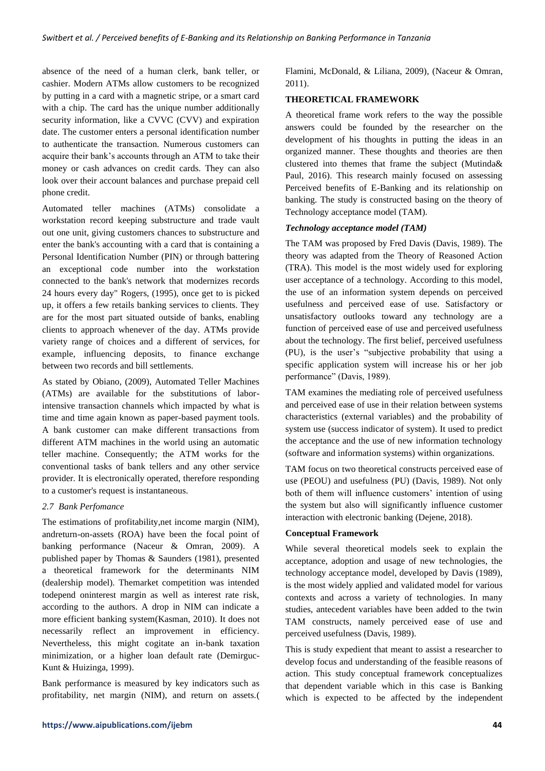absence of the need of a human clerk, bank teller, or cashier. Modern ATMs allow customers to be recognized by putting in a card with a magnetic stripe, or a smart card with a chip. The card has the unique number additionally security information, like a CVVC (CVV) and expiration date. The customer enters a personal identification number to authenticate the transaction. Numerous customers can acquire their bank's accounts through an ATM to take their money or cash advances on credit cards. They can also look over their account balances and purchase prepaid cell phone credit.

Automated teller machines (ATMs) consolidate a workstation record keeping substructure and trade vault out one unit, giving customers chances to substructure and enter the bank's accounting with a card that is containing a Personal Identification Number (PIN) or through battering an exceptional code number into the workstation connected to the bank's network that modernizes records 24 hours every day" Rogers, (1995), once get to is picked up, it offers a few retails banking services to clients. They are for the most part situated outside of banks, enabling clients to approach whenever of the day. ATMs provide variety range of choices and a different of services, for example, influencing deposits, to finance exchange between two records and bill settlements.

As stated by Obiano, (2009), Automated Teller Machines (ATMs) are available for the substitutions of labor-intensive transaction channels which impacted by what is time and time again known as paper-based payment tools. A bank customer can make different transactions from different ATM machines in the world using an automatic teller machine. Consequently; the ATM works for the conventional tasks of bank tellers and any other service provider. It is electronically operated, therefore responding to a customer's request is instantaneous.

### *2.7 Bank Perfomance*

The estimations of profitability,net income margin (NIM), andreturn-on-assets (ROA) have been the focal point of banking performance (Naceur & Omran, 2009). A published paper by Thomas & Saunders (1981), presented a theoretical framework for the determinants NIM (dealership model). Themarket competition was intended todepend oninterest margin as well as interest rate risk, according to the authors. A drop in NIM can indicate a more efficient banking system(Kasman, 2010). It does not necessarily reflect an improvement in efficiency. Nevertheless, this might cogitate an in-bank taxation minimization, or a higher loan default rate (Demirguc-Kunt & Huizinga, 1999).

Bank performance is measured by key indicators such as profitability, net margin (NIM), and return on assets.( Flamini, McDonald, & Liliana, 2009), (Naceur & Omran, 2011).

## THEORETICAL FRAMEWORK

A theoretical frame work refers to the way the possible answers could be founded by the researcher on the development of his thoughts in putting the ideas in an organized manner. These thoughts and theories are then clustered into themes that frame the subject (Mutinda& Paul, 2016). This research mainly focused on assessing Perceived benefits of E-Banking and its relationship on banking. The study is constructed basing on the theory of Technology acceptance model (TAM).

### *Technology acceptance model (TAM)*

The TAM was proposed by Fred Davis (Davis, 1989). The theory was adapted from the Theory of Reasoned Action (TRA). This model is the most widely used for exploring user acceptance of a technology. According to this model, the use of an information system depends on perceived usefulness and perceived ease of use. Satisfactory or unsatisfactory outlooks toward any technology are a function of perceived ease of use and perceived usefulness about the technology. The first belief, perceived usefulness (PU), is the user's "subjective probability that using a specific application system will increase his or her job performance" (Davis, 1989).

TAM examines the mediating role of perceived usefulness and perceived ease of use in their relation between systems characteristics (external variables) and the probability of system use (success indicator of system). It used to predict the acceptance and the use of new information technology (software and information systems) within organizations.

TAM focus on two theoretical constructs perceived ease of use (PEOU) and usefulness (PU) (Davis, 1989). Not only both of them will influence customers' intention of using the system but also will significantly influence customer interaction with electronic banking (Dejene, 2018).

## Conceptual Framework

While several theoretical models seek to explain the acceptance, adoption and usage of new technologies, the technology acceptance model, developed by Davis (1989), is the most widely applied and validated model for various contexts and across a variety of technologies. In many studies, antecedent variables have been added to the twin TAM constructs, namely perceived ease of use and perceived usefulness (Davis, 1989).

This is study expedient that meant to assist a researcher to develop focus and understanding of the feasible reasons of action. This study conceptual framework conceptualizes that dependent variable which in this case is Banking which is expected to be affected by the independent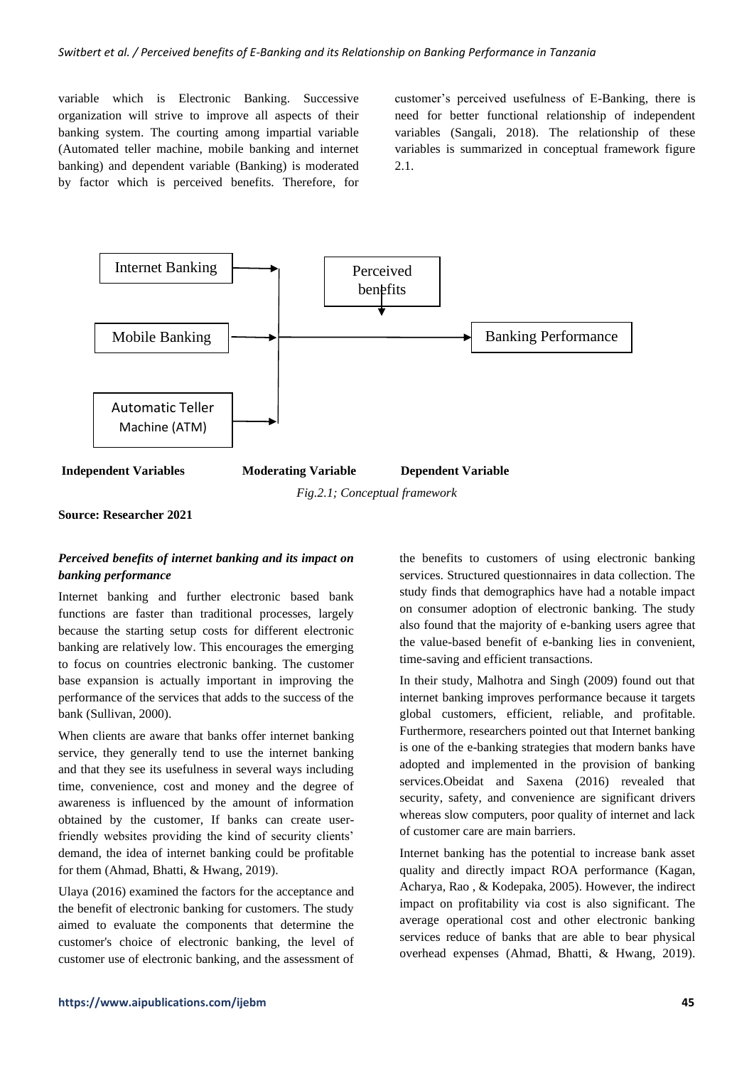variable which is Electronic Banking. Successive organization will strive to improve all aspects of their banking system. The courting among impartial variable (Automated teller machine, mobile banking and internet banking) and dependent variable (Banking) is moderated by factor which is perceived benefits. Therefore, for customer's perceived usefulness of E-Banking, there is need for better functional relationship of independent variables (Sangali, 2018). The relationship of these variables is summarized in conceptual framework figure 2.1.

Internet Banking

Mobile Banking

Automatic Teller Machine (ATM)

Perceived benefits

Banking Performance

**Independent Variables** **Moderating Variable** **Dependent Variable**

*Fig.2.1; Conceptual framework*

**Source: Researcher 2021**

***Perceived benefits of internet banking and its impact on banking performance***

Internet banking and further electronic based bank functions are faster than traditional processes, largely because the starting setup costs for different electronic banking are relatively low. This encourages the emerging to focus on countries electronic banking. The customer base expansion is actually important in improving the performance of the services that adds to the success of the bank (Sullivan, 2000).

When clients are aware that banks offer internet banking service, they generally tend to use the internet banking and that they see its usefulness in several ways including time, convenience, cost and money and the degree of awareness is influenced by the amount of information obtained by the customer, If banks can create user-friendly websites providing the kind of security clients' demand, the idea of internet banking could be profitable for them (Ahmad, Bhatti, & Hwang, 2019).

Ulaya (2016) examined the factors for the acceptance and the benefit of electronic banking for customers. The study aimed to evaluate the components that determine the customer's choice of electronic banking, the level of customer use of electronic banking, and the assessment of the benefits to customers of using electronic banking services. Structured questionnaires in data collection. The study finds that demographics have had a notable impact on consumer adoption of electronic banking. The study also found that the majority of e-banking users agree that the value-based benefit of e-banking lies in convenient, time-saving and efficient transactions.

In their study, Malhotra and Singh (2009) found out that internet banking improves performance because it targets global customers, efficient, reliable, and profitable. Furthermore, researchers pointed out that Internet banking is one of the e-banking strategies that modern banks have adopted and implemented in the provision of banking services.Obeidat and Saxena (2016) revealed that security, safety, and convenience are significant drivers whereas slow computers, poor quality of internet and lack of customer care are main barriers.

Internet banking has the potential to increase bank asset quality and directly impact ROA performance (Kagan, Acharya, Rao , & Kodepaka, 2005). However, the indirect impact on profitability via cost is also significant. The average operational cost and other electronic banking services reduce of banks that are able to bear physical overhead expenses (Ahmad, Bhatti, & Hwang, 2019).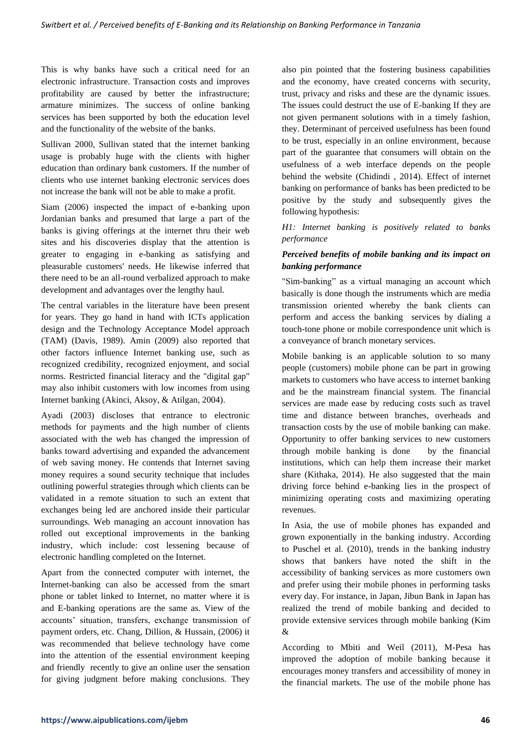This is why banks have such a critical need for an electronic infrastructure. Transaction costs and improves profitability are caused by better the infrastructure; armature minimizes. The success of online banking services has been supported by both the education level and the functionality of the website of the banks.

Sullivan 2000, Sullivan stated that the internet banking usage is probably huge with the clients with higher education than ordinary bank customers. If the number of clients who use internet banking electronic services does not increase the bank will not be able to make a profit.

Siam (2006) inspected the impact of e-banking upon Jordanian banks and presumed that large a part of the banks is giving offerings at the internet thru their web sites and his discoveries display that the attention is greater to engaging in e-banking as satisfying and pleasurable customers' needs. He likewise inferred that there need to be an all-round verbalized approach to make development and advantages over the lengthy haul.

The central variables in the literature have been present for years. They go hand in hand with ICTs application design and the Technology Acceptance Model approach (TAM) (Davis, 1989). Amin (2009) also reported that other factors influence Internet banking use, such as recognized credibility, recognized enjoyment, and social norms. Restricted financial literacy and the "digital gap" may also inhibit customers with low incomes from using Internet banking (Akinci, Aksoy, & Atilgan, 2004).

Ayadi (2003) discloses that entrance to electronic methods for payments and the high number of clients associated with the web has changed the impression of banks toward advertising and expanded the advancement of web saving money. He contends that Internet saving money requires a sound security technique that includes outlining powerful strategies through which clients can be validated in a remote situation to such an extent that exchanges being led are anchored inside their particular surroundings. Web managing an account innovation has rolled out exceptional improvements in the banking industry, which include: cost lessening because of electronic handling completed on the Internet.

Apart from the connected computer with internet, the Internet-banking can also be accessed from the smart phone or tablet linked to Internet, no matter where it is and E-banking operations are the same as. View of the accounts' situation, transfers, exchange transmission of payment orders, etc. Chang, Dillion, & Hussain, (2006) it was recommended that believe technology have come into the attention of the essential environment keeping and friendly recently to give an online user the sensation for giving judgment before making conclusions. They also pin pointed that the fostering business capabilities and the economy, have created concerns with security, trust, privacy and risks and these are the dynamic issues. The issues could destruct the use of E-banking If they are not given permanent solutions with in a timely fashion, they. Determinant of perceived usefulness has been found to be trust, especially in an online environment, because part of the guarantee that consumers will obtain on the usefulness of a web interface depends on the people behind the website (Chidindi , 2014). Effect of internet banking on performance of banks has been predicted to be positive by the study and subsequently gives the following hypothesis:

*H1: Internet banking is positively related to banks performance*

### *Perceived benefits of mobile banking and its impact on banking performance*

"Sim-banking" as a virtual managing an account which basically is done though the instruments which are media transmission oriented whereby the bank clients can perform and access the banking services by dialing a touch-tone phone or mobile correspondence unit which is a conveyance of branch monetary services.

Mobile banking is an applicable solution to so many people (customers) mobile phone can be part in growing markets to customers who have access to internet banking and be the mainstream financial system. The financial services are made ease by reducing costs such as travel time and distance between branches, overheads and transaction costs by the use of mobile banking can make. Opportunity to offer banking services to new customers through mobile banking is done by the financial institutions, which can help them increase their market share (Kithaka, 2014). He also suggested that the main driving force behind e-banking lies in the prospect of minimizing operating costs and maximizing operating revenues.

In Asia, the use of mobile phones has expanded and grown exponentially in the banking industry. According to Puschel et al. (2010), trends in the banking industry shows that bankers have noted the shift in the accessibility of banking services as more customers own and prefer using their mobile phones in performing tasks every day. For instance, in Japan, Jibun Bank in Japan has realized the trend of mobile banking and decided to provide extensive services through mobile banking (Kim &

According to Mbiti and Weil (2011), M-Pesa has improved the adoption of mobile banking because it encourages money transfers and accessibility of money in the financial markets. The use of the mobile phone has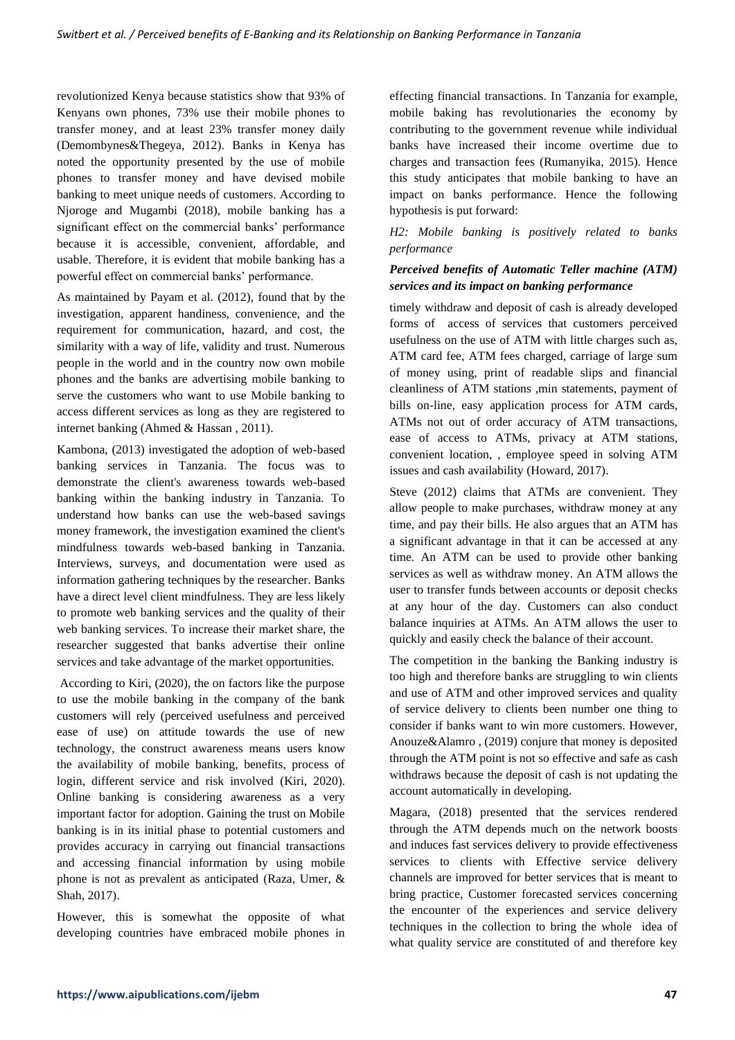revolutionized Kenya because statistics show that 93% of Kenyans own phones, 73% use their mobile phones to transfer money, and at least 23% transfer money daily (Demombynes&Thegeya, 2012). Banks in Kenya has noted the opportunity presented by the use of mobile phones to transfer money and have devised mobile banking to meet unique needs of customers. According to Njoroge and Mugambi (2018), mobile banking has a significant effect on the commercial banks' performance because it is accessible, convenient, affordable, and usable. Therefore, it is evident that mobile banking has a powerful effect on commercial banks' performance.

As maintained by Payam et al. (2012), found that by the investigation, apparent handiness, convenience, and the requirement for communication, hazard, and cost, the similarity with a way of life, validity and trust. Numerous people in the world and in the country now own mobile phones and the banks are advertising mobile banking to serve the customers who want to use Mobile banking to access different services as long as they are registered to internet banking (Ahmed & Hassan , 2011).

Kambona, (2013) investigated the adoption of web-based banking services in Tanzania. The focus was to demonstrate the client's awareness towards web-based banking within the banking industry in Tanzania. To understand how banks can use the web-based savings money framework, the investigation examined the client's mindfulness towards web-based banking in Tanzania. Interviews, surveys, and documentation were used as information gathering techniques by the researcher. Banks have a direct level client mindfulness. They are less likely to promote web banking services and the quality of their web banking services. To increase their market share, the researcher suggested that banks advertise their online services and take advantage of the market opportunities.

According to Kiri, (2020), the on factors like the purpose to use the mobile banking in the company of the bank customers will rely (perceived usefulness and perceived ease of use) on attitude towards the use of new technology, the construct awareness means users know the availability of mobile banking, benefits, process of login, different service and risk involved (Kiri, 2020). Online banking is considering awareness as a very important factor for adoption. Gaining the trust on Mobile banking is in its initial phase to potential customers and provides accuracy in carrying out financial transactions and accessing financial information by using mobile phone is not as prevalent as anticipated (Raza, Umer, & Shah, 2017).

However, this is somewhat the opposite of what developing countries have embraced mobile phones in effecting financial transactions. In Tanzania for example, mobile baking has revolutionaries the economy by contributing to the government revenue while individual banks have increased their income overtime due to charges and transaction fees (Rumanyika, 2015). Hence this study anticipates that mobile banking to have an impact on banks performance. Hence the following hypothesis is put forward:

*H2: Mobile banking is positively related to banks performance*

***Perceived benefits of Automatic Teller machine (ATM) services and its impact on banking performance***

timely withdraw and deposit of cash is already developed forms of access of services that customers perceived usefulness on the use of ATM with little charges such as, ATM card fee, ATM fees charged, carriage of large sum of money using, print of readable slips and financial cleanliness of ATM stations ,min statements, payment of bills on-line, easy application process for ATM cards, ATMs not out of order accuracy of ATM transactions, ease of access to ATMs, privacy at ATM stations, convenient location, , employee speed in solving ATM issues and cash availability (Howard, 2017).

Steve (2012) claims that ATMs are convenient. They allow people to make purchases, withdraw money at any time, and pay their bills. He also argues that an ATM has a significant advantage in that it can be accessed at any time. An ATM can be used to provide other banking services as well as withdraw money. An ATM allows the user to transfer funds between accounts or deposit checks at any hour of the day. Customers can also conduct balance inquiries at ATMs. An ATM allows the user to quickly and easily check the balance of their account.

The competition in the banking the Banking industry is too high and therefore banks are struggling to win clients and use of ATM and other improved services and quality of service delivery to clients been number one thing to consider if banks want to win more customers. However, Anouze&Alamro , (2019) conjure that money is deposited through the ATM point is not so effective and safe as cash withdraws because the deposit of cash is not updating the account automatically in developing.

Magara, (2018) presented that the services rendered through the ATM depends much on the network boosts and induces fast services delivery to provide effectiveness services to clients with Effective service delivery channels are improved for better services that is meant to bring practice, Customer forecasted services concerning the encounter of the experiences and service delivery techniques in the collection to bring the whole idea of what quality service are constituted of and therefore key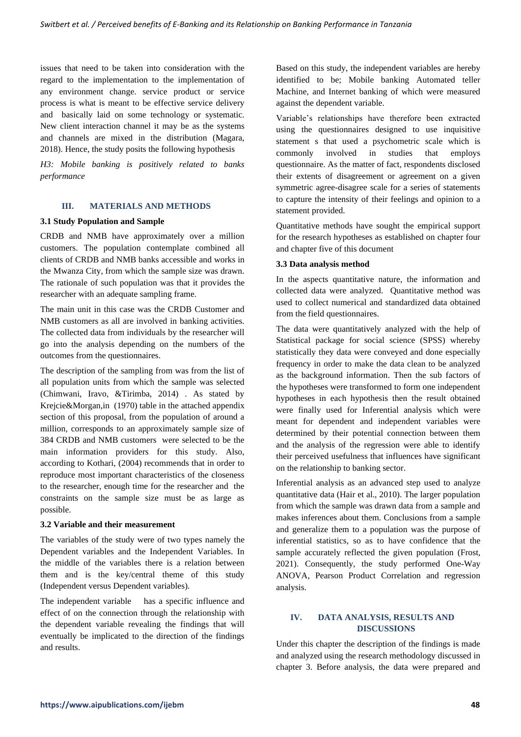issues that need to be taken into consideration with the regard to the implementation to the implementation of any environment change. service product or service process is what is meant to be effective service delivery and basically laid on some technology or systematic. New client interaction channel it may be as the systems and channels are mixed in the distribution (Magara, 2018). Hence, the study posits the following hypothesis

*H3: Mobile banking is positively related to banks performance*

## III. MATERIALS AND METHODS

### 3.1 Study Population and Sample

CRDB and NMB have approximately over a million customers. The population contemplate combined all clients of CRDB and NMB banks accessible and works in the Mwanza City, from which the sample size was drawn. The rationale of such population was that it provides the researcher with an adequate sampling frame.

The main unit in this case was the CRDB Customer and NMB customers as all are involved in banking activities. The collected data from individuals by the researcher will go into the analysis depending on the numbers of the outcomes from the questionnaires.

The description of the sampling from was from the list of all population units from which the sample was selected (Chimwani, Iravo, &Tirimba, 2014) . As stated by Krejcie&Morgan,in (1970) table in the attached appendix section of this proposal, from the population of around a million, corresponds to an approximately sample size of 384 CRDB and NMB customers were selected to be the main information providers for this study. Also, according to Kothari, (2004) recommends that in order to reproduce most important characteristics of the closeness to the researcher, enough time for the researcher and the constraints on the sample size must be as large as possible.

### 3.2 Variable and their measurement

The variables of the study were of two types namely the Dependent variables and the Independent Variables. In the middle of the variables there is a relation between them and is the key/central theme of this study (Independent versus Dependent variables).

The independent variable has a specific influence and effect of on the connection through the relationship with the dependent variable revealing the findings that will eventually be implicated to the direction of the findings and results.

Based on this study, the independent variables are hereby identified to be; Mobile banking Automated teller Machine, and Internet banking of which were measured against the dependent variable.

Variable's relationships have therefore been extracted using the questionnaires designed to use inquisitive statement s that used a psychometric scale which is commonly involved in studies that employs questionnaire. As the matter of fact, respondents disclosed their extents of disagreement or agreement on a given symmetric agree-disagree scale for a series of statements to capture the intensity of their feelings and opinion to a statement provided.

Quantitative methods have sought the empirical support for the research hypotheses as established on chapter four and chapter five of this document

### 3.3 Data analysis method

In the aspects quantitative nature, the information and collected data were analyzed. Quantitative method was used to collect numerical and standardized data obtained from the field questionnaires.

The data were quantitatively analyzed with the help of Statistical package for social science (SPSS) whereby statistically they data were conveyed and done especially frequency in order to make the data clean to be analyzed as the background information. Then the sub factors of the hypotheses were transformed to form one independent hypotheses in each hypothesis then the result obtained were finally used for Inferential analysis which were meant for dependent and independent variables were determined by their potential connection between them and the analysis of the regression were able to identify their perceived usefulness that influences have significant on the relationship to banking sector.

Inferential analysis as an advanced step used to analyze quantitative data (Hair et al., 2010). The larger population from which the sample was drawn data from a sample and makes inferences about them. Conclusions from a sample and generalize them to a population was the purpose of inferential statistics, so as to have confidence that the sample accurately reflected the given population (Frost, 2021). Consequently, the study performed One-Way ANOVA, Pearson Product Correlation and regression analysis.

## IV. DATA ANALYSIS, RESULTS AND DISCUSSIONS

Under this chapter the description of the findings is made and analyzed using the research methodology discussed in chapter 3. Before analysis, the data were prepared and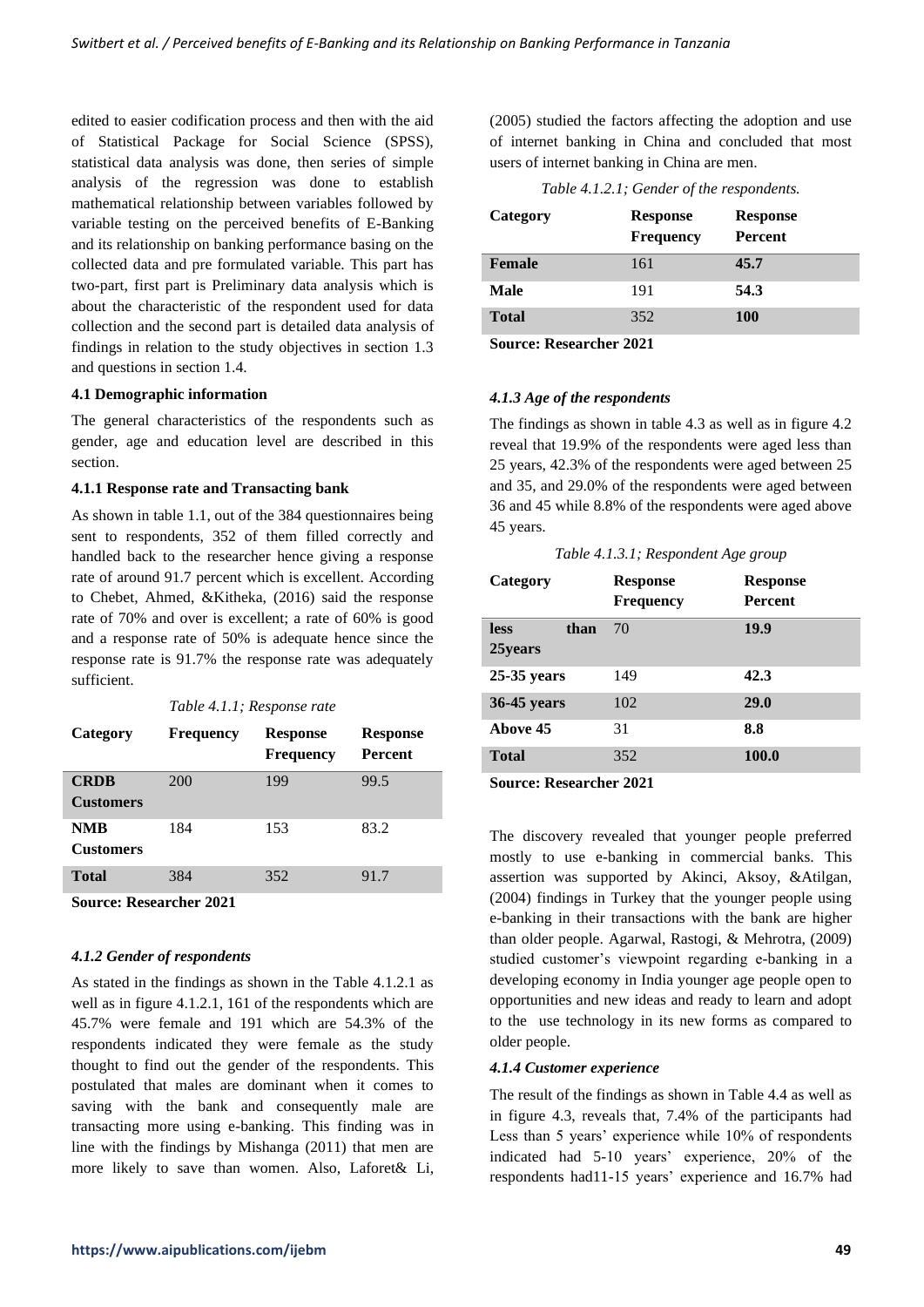edited to easier codification process and then with the aid of Statistical Package for Social Science (SPSS), statistical data analysis was done, then series of simple analysis of the regression was done to establish mathematical relationship between variables followed by variable testing on the perceived benefits of E-Banking and its relationship on banking performance basing on the collected data and pre formulated variable. This part has two-part, first part is Preliminary data analysis which is about the characteristic of the respondent used for data collection and the second part is detailed data analysis of findings in relation to the study objectives in section 1.3 and questions in section 1.4.

**4.1 Demographic information**

The general characteristics of the respondents such as gender, age and education level are described in this section.

**4.1.1 Response rate and Transacting bank**

As shown in table 1.1, out of the 384 questionnaires being sent to respondents, 352 of them filled correctly and handled back to the researcher hence giving a response rate of around 91.7 percent which is excellent. According to Chebet, Ahmed, &Kitheka, (2016) said the response rate of 70% and over is excellent; a rate of 60% is good and a response rate of 50% is adequate hence since the response rate is 91.7% the response rate was adequately sufficient.

*Table 4.1.1; Response rate*

| Category | Frequency | Response Frequency | Response Percent |
|---|---|---|---|
| **CRDB Customers** | 200 | 199 | 99.5 |
| **NMB Customers** | 184 | 153 | 83.2 |
| **Total** | 384 | 352 | 91.7 |

**Source: Researcher 2021**

***4.1.2 Gender of respondents***

As stated in the findings as shown in the Table 4.1.2.1 as well as in figure 4.1.2.1, 161 of the respondents which are 45.7% were female and 191 which are 54.3% of the respondents indicated they were female as the study thought to find out the gender of the respondents. This postulated that males are dominant when it comes to saving with the bank and consequently male are transacting more using e-banking. This finding was in line with the findings by Mishanga (2011) that men are more likely to save than women. Also, Laforet& Li, (2005) studied the factors affecting the adoption and use of internet banking in China and concluded that most users of internet banking in China are men.

*Table 4.1.2.1; Gender of the respondents.*

| Category | Response Frequency | Response Percent |
|---|---|---|
| **Female** | 161 | **45.7** |
| **Male** | 191 | **54.3** |
| **Total** | 352 | **100** |

**Source: Researcher 2021**

***4.1.3 Age of the respondents***

The findings as shown in table 4.3 as well as in figure 4.2 reveal that 19.9% of the respondents were aged less than 25 years, 42.3% of the respondents were aged between 25 and 35, and 29.0% of the respondents were aged between 36 and 45 while 8.8% of the respondents were aged above 45 years.

*Table 4.1.3.1; Respondent Age group*

| Category | Response Frequency | Response Percent |
|---|---|---|
| **less than 25years** | 70 | **19.9** |
| **25-35 years** | 149 | **42.3** |
| **36-45 years** | 102 | **29.0** |
| **Above 45** | 31 | **8.8** |
| **Total** | 352 | **100.0** |

**Source: Researcher 2021**

The discovery revealed that younger people preferred mostly to use e-banking in commercial banks. This assertion was supported by Akinci, Aksoy, &Atilgan, (2004) findings in Turkey that the younger people using e-banking in their transactions with the bank are higher than older people. Agarwal, Rastogi, & Mehrotra, (2009) studied customer's viewpoint regarding e-banking in a developing economy in India younger age people open to opportunities and new ideas and ready to learn and adopt to the use technology in its new forms as compared to older people.

***4.1.4 Customer experience***

The result of the findings as shown in Table 4.4 as well as in figure 4.3, reveals that, 7.4% of the participants had Less than 5 years' experience while 10% of respondents indicated had 5-10 years' experience, 20% of the respondents had11-15 years' experience and 16.7% had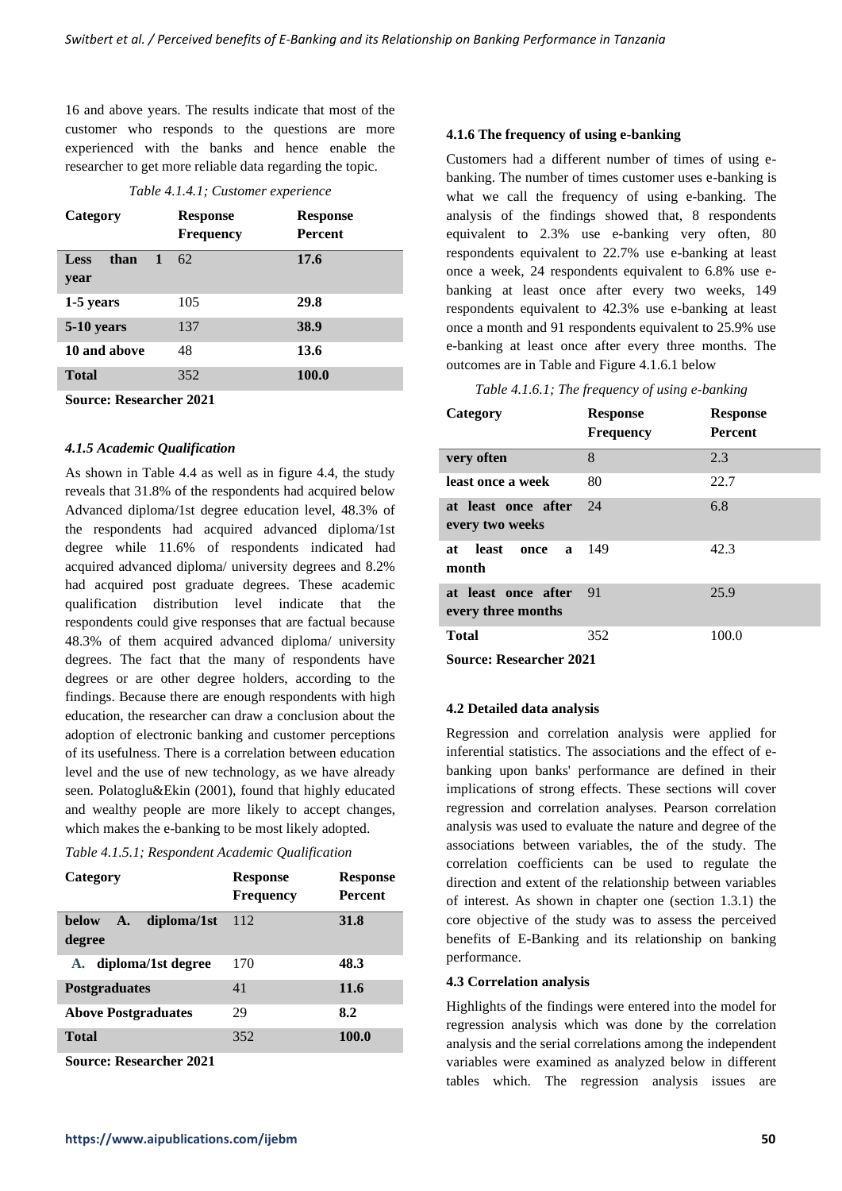16 and above years. The results indicate that most of the customer who responds to the questions are more experienced with the banks and hence enable the researcher to get more reliable data regarding the topic.

*Table 4.1.4.1; Customer experience*

| Category | Response Frequency | Response Percent |
|---|---|---|
| **Less than 1 year** | 62 | **17.6** |
| **1-5 years** | 105 | **29.8** |
| **5-10 years** | 137 | **38.9** |
| **10 and above** | 48 | **13.6** |
| **Total** | 352 | **100.0** |

**Source: Researcher 2021**

### *4.1.5 Academic Qualification*

As shown in Table 4.4 as well as in figure 4.4, the study reveals that 31.8% of the respondents had acquired below Advanced diploma/1st degree education level, 48.3% of the respondents had acquired advanced diploma/1st degree while 11.6% of respondents indicated had acquired advanced diploma/ university degrees and 8.2% had acquired post graduate degrees. These academic qualification distribution level indicate that the respondents could give responses that are factual because 48.3% of them acquired advanced diploma/ university degrees. The fact that the many of respondents have degrees or are other degree holders, according to the findings. Because there are enough respondents with high education, the researcher can draw a conclusion about the adoption of electronic banking and customer perceptions of its usefulness. There is a correlation between education level and the use of new technology, as we have already seen. Polatoglu&Ekin (2001), found that highly educated and wealthy people are more likely to accept changes, which makes the e-banking to be most likely adopted.

*Table 4.1.5.1; Respondent Academic Qualification*

| Category | Response Frequency | Response Percent |
|---|---|---|
| **below A. diploma/1st degree** | 112 | **31.8** |
| **A. diploma/1st degree** | 170 | **48.3** |
| **Postgraduates** | 41 | **11.6** |
| **Above Postgraduates** | 29 | **8.2** |
| **Total** | 352 | **100.0** |

**Source: Researcher 2021**

### 4.1.6 The frequency of using e-banking

Customers had a different number of times of using e-banking. The number of times customer uses e-banking is what we call the frequency of using e-banking. The analysis of the findings showed that, 8 respondents equivalent to 2.3% use e-banking very often, 80 respondents equivalent to 22.7% use e-banking at least once a week, 24 respondents equivalent to 6.8% use e-banking at least once after every two weeks, 149 respondents equivalent to 42.3% use e-banking at least once a month and 91 respondents equivalent to 25.9% use e-banking at least once after every three months. The outcomes are in Table and Figure 4.1.6.1 below

*Table 4.1.6.1; The frequency of using e-banking*

| Category | Response Frequency | Response Percent |
|---|---|---|
| **very often** | 8 | 2.3 |
| **least once a week** | 80 | 22.7 |
| **at least once after every two weeks** | 24 | 6.8 |
| **at least once a month** | 149 | 42.3 |
| **at least once after every three months** | 91 | 25.9 |
| **Total** | 352 | 100.0 |

**Source: Researcher 2021**

### 4.2 Detailed data analysis

Regression and correlation analysis were applied for inferential statistics. The associations and the effect of e-banking upon banks' performance are defined in their implications of strong effects. These sections will cover regression and correlation analyses. Pearson correlation analysis was used to evaluate the nature and degree of the associations between variables, the of the study. The correlation coefficients can be used to regulate the direction and extent of the relationship between variables of interest. As shown in chapter one (section 1.3.1) the core objective of the study was to assess the perceived benefits of E-Banking and its relationship on banking performance.

### 4.3 Correlation analysis

Highlights of the findings were entered into the model for regression analysis which was done by the correlation analysis and the serial correlations among the independent variables were examined as analyzed below in different tables which. The regression analysis issues are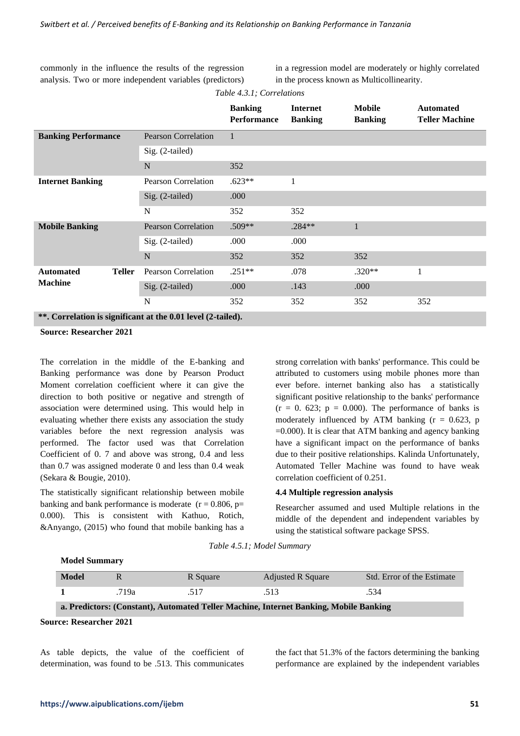commonly in the influence the results of the regression analysis. Two or more independent variables (predictors) in a regression model are moderately or highly correlated in the process known as Multicollinearity.

*Table 4.3.1; Correlations*

| | | Banking Performance | Internet Banking | Mobile Banking | Automated Teller Machine |
|---|---|---|---|---|---|
| **Banking Performance** | Pearson Correlation | 1 | | | |
| | Sig. (2-tailed) | | | | |
| | N | 352 | | | |
| **Internet Banking** | Pearson Correlation | .623** | 1 | | |
| | Sig. (2-tailed) | .000 | | | |
| | N | 352 | 352 | | |
| **Mobile Banking** | Pearson Correlation | .509** | .284** | 1 | |
| | Sig. (2-tailed) | .000 | .000 | | |
| | N | 352 | 352 | 352 | |
| **Automated Teller Machine** | Pearson Correlation | .251** | .078 | .320** | 1 |
| | Sig. (2-tailed) | .000 | .143 | .000 | |
| | N | 352 | 352 | 352 | 352 |

**. Correlation is significant at the 0.01 level (2-tailed).**

**Source: Researcher 2021**

The correlation in the middle of the E-banking and Banking performance was done by Pearson Product Moment correlation coefficient where it can give the direction to both positive or negative and strength of association were determined using. This would help in evaluating whether there exists any association the study variables before the next regression analysis was performed. The factor used was that Correlation Coefficient of 0. 7 and above was strong, 0.4 and less than 0.7 was assigned moderate 0 and less than 0.4 weak (Sekara & Bougie, 2010).

The statistically significant relationship between mobile banking and bank performance is moderate ($r = 0.806$, $p = 0.000$). This is consistent with Kathuo, Rotich, &Anyango, (2015) who found that mobile banking has a strong correlation with banks' performance. This could be attributed to customers using mobile phones more than ever before. internet banking also has a statistically significant positive relationship to the banks' performance ($r = 0.623$; $p = 0.000$). The performance of banks is moderately influenced by ATM banking ($r = 0.623$, $p = 0.000$). It is clear that ATM banking and agency banking have a significant impact on the performance of banks due to their positive relationships. Kalinda Unfortunately, Automated Teller Machine was found to have weak correlation coefficient of 0.251.

#### 4.4 Multiple regression analysis

Researcher assumed and used Multiple relations in the middle of the dependent and independent variables by using the statistical software package SPSS.

*Table 4.5.1; Model Summary*

**Model Summary**

| Model | R | R Square | Adjusted R Square | Std. Error of the Estimate |
|---|---|---|---|---|
| **1** | .719a | .517 | .513 | .534 |

**a. Predictors: (Constant), Automated Teller Machine, Internet Banking, Mobile Banking**

**Source: Researcher 2021**

As table depicts, the value of the coefficient of determination, was found to be .513. This communicates the fact that 51.3% of the factors determining the banking performance are explained by the independent variables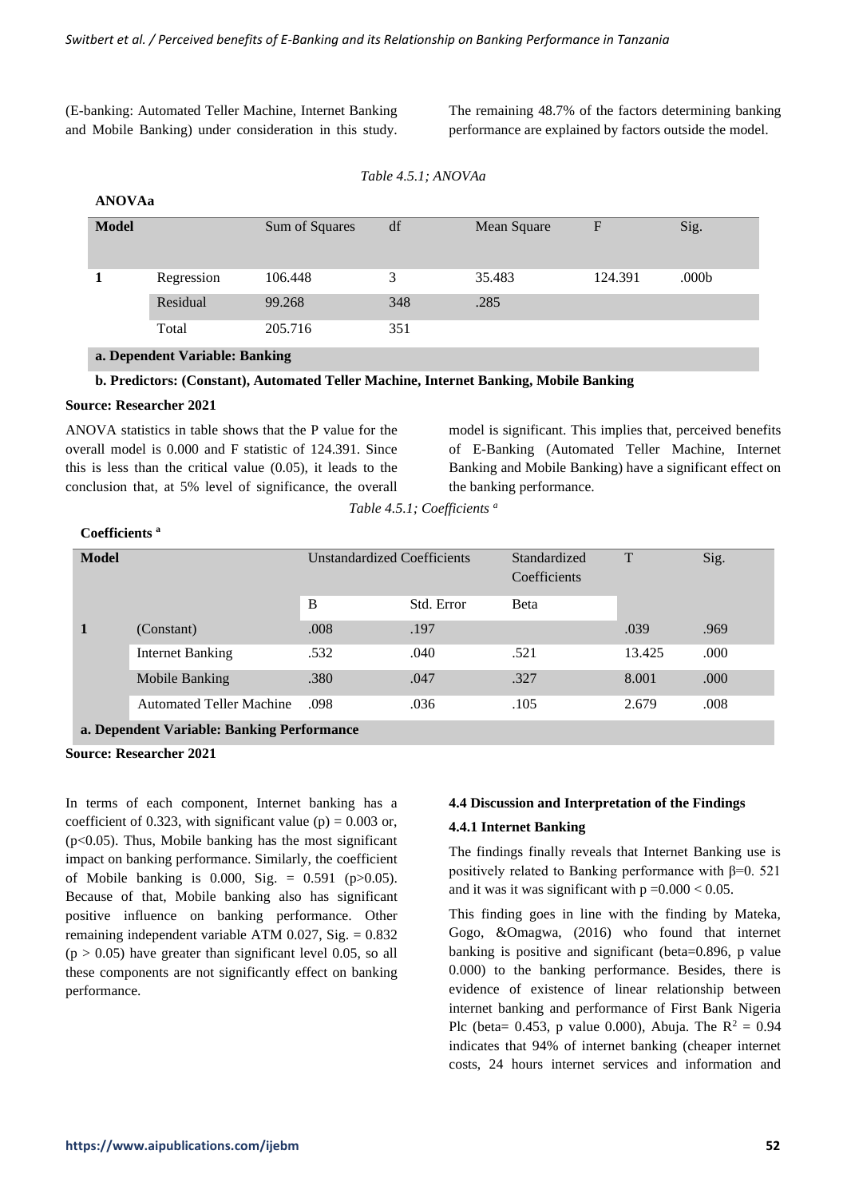(E-banking: Automated Teller Machine, Internet Banking and Mobile Banking) under consideration in this study. The remaining 48.7% of the factors determining banking performance are explained by factors outside the model.

*Table 4.5.1; ANOVAa*

**ANOVAa**

| Model | | Sum of Squares | df | Mean Square | F | Sig. |
|---|---|---|---|---|---|---|
| 1 | Regression | 106.448 | 3 | 35.483 | 124.391 | .000b |
| | Residual | 99.268 | 348 | .285 | | |
| | Total | 205.716 | 351 | | | |

**a. Dependent Variable: Banking**

**b. Predictors: (Constant), Automated Teller Machine, Internet Banking, Mobile Banking**

**Source: Researcher 2021**

ANOVA statistics in table shows that the P value for the overall model is 0.000 and F statistic of 124.391. Since this is less than the critical value (0.05), it leads to the conclusion that, at 5% level of significance, the overall model is significant. This implies that, perceived benefits of E-Banking (Automated Teller Machine, Internet Banking and Mobile Banking) have a significant effect on the banking performance.

*Table 4.5.1; Coefficients [a]*

**Coefficients [a]**

| Model | | Unstandardized Coefficients | | Standardized Coefficients | T | Sig. |
|---|---|---|---|---|---|---|
| | | B | Std. Error | Beta | | |
| 1 | (Constant) | .008 | .197 | | .039 | .969 |
| | Internet Banking | .532 | .040 | .521 | 13.425 | .000 |
| | Mobile Banking | .380 | .047 | .327 | 8.001 | .000 |
| | Automated Teller Machine | .098 | .036 | .105 | 2.679 | .008 |

**a. Dependent Variable: Banking Performance**

**Source: Researcher 2021**

In terms of each component, Internet banking has a coefficient of 0.323, with significant value (p) = 0.003 or, ($p<0.05$). Thus, Mobile banking has the most significant impact on banking performance. Similarly, the coefficient of Mobile banking is 0.000, Sig. = 0.591 ($p>0.05$). Because of that, Mobile banking also has significant positive influence on banking performance. Other remaining independent variable ATM 0.027, Sig. = 0.832 ($p > 0.05$) have greater than significant level 0.05, so all these components are not significantly effect on banking performance.

### 4.4 Discussion and Interpretation of the Findings

#### 4.4.1 Internet Banking

The findings finally reveals that Internet Banking use is positively related to Banking performance with β=0. 521 and it was it was significant with p =0.000 < 0.05.

This finding goes in line with the finding by Mateka, Gogo, &Omagwa, (2016) who found that internet banking is positive and significant (beta=0.896, p value 0.000) to the banking performance. Besides, there is evidence of existence of linear relationship between internet banking and performance of First Bank Nigeria Plc (beta= 0.453, p value 0.000), Abuja. The $R^2 = 0.94$ indicates that 94% of internet banking (cheaper internet costs, 24 hours internet services and information and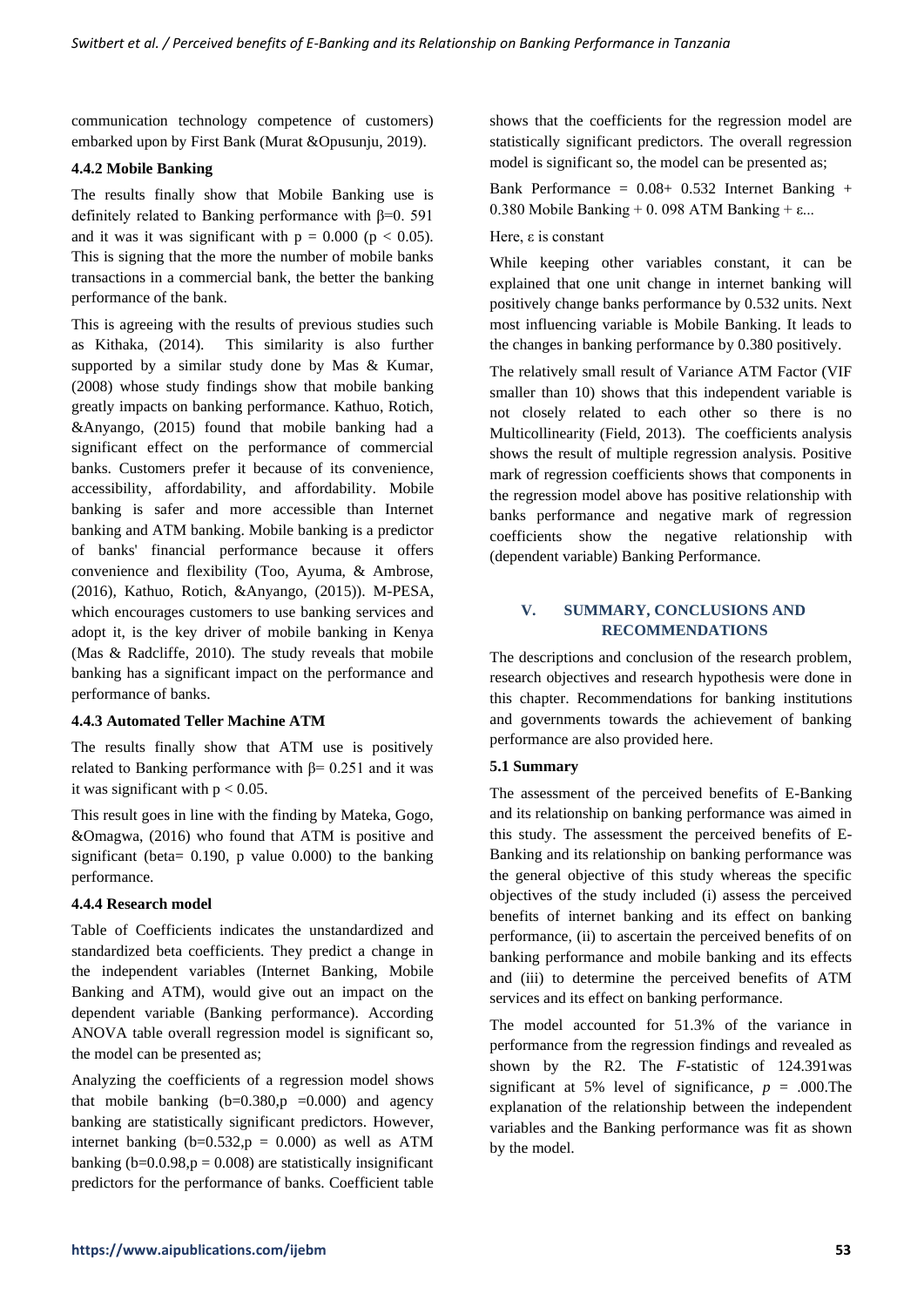communication technology competence of customers) embarked upon by First Bank (Murat &Opusunju, 2019).

#### 4.4.2 Mobile Banking

The results finally show that Mobile Banking use is definitely related to Banking performance with $\beta$=0. 591 and it was it was significant with $p = 0.000$ ($p < 0.05$). This is signing that the more the number of mobile banks transactions in a commercial bank, the better the banking performance of the bank.

This is agreeing with the results of previous studies such as Kithaka, (2014). This similarity is also further supported by a similar study done by Mas & Kumar, (2008) whose study findings show that mobile banking greatly impacts on banking performance. Kathuo, Rotich, &Anyango, (2015) found that mobile banking had a significant effect on the performance of commercial banks. Customers prefer it because of its convenience, accessibility, affordability, and affordability. Mobile banking is safer and more accessible than Internet banking and ATM banking. Mobile banking is a predictor of banks' financial performance because it offers convenience and flexibility (Too, Ayuma, & Ambrose, (2016), Kathuo, Rotich, &Anyango, (2015)). M-PESA, which encourages customers to use banking services and adopt it, is the key driver of mobile banking in Kenya (Mas & Radcliffe, 2010). The study reveals that mobile banking has a significant impact on the performance and performance of banks.

#### 4.4.3 Automated Teller Machine ATM

The results finally show that ATM use is positively related to Banking performance with $\beta$= 0.251 and it was it was significant with $p < 0.05$.

This result goes in line with the finding by Mateka, Gogo, &Omagwa, (2016) who found that ATM is positive and significant (beta= 0.190, p value 0.000) to the banking performance.

#### 4.4.4 Research model

Table of Coefficients indicates the unstandardized and standardized beta coefficients. They predict a change in the independent variables (Internet Banking, Mobile Banking and ATM), would give out an impact on the dependent variable (Banking performance). According ANOVA table overall regression model is significant so, the model can be presented as;

Analyzing the coefficients of a regression model shows that mobile banking (b=0.380,p =0.000) and agency banking are statistically significant predictors. However, internet banking (b=0.532,p = 0.000) as well as ATM banking (b=0.0.98,p = 0.008) are statistically insignificant predictors for the performance of banks. Coefficient table shows that the coefficients for the regression model are statistically significant predictors. The overall regression model is significant so, the model can be presented as;

Bank Performance = 0.08+ 0.532 Internet Banking + 0.380 Mobile Banking + 0. 098 ATM Banking + $\varepsilon$...

Here, $\varepsilon$ is constant

While keeping other variables constant, it can be explained that one unit change in internet banking will positively change banks performance by 0.532 units. Next most influencing variable is Mobile Banking. It leads to the changes in banking performance by 0.380 positively.

The relatively small result of Variance ATM Factor (VIF smaller than 10) shows that this independent variable is not closely related to each other so there is no Multicollinearity (Field, 2013). The coefficients analysis shows the result of multiple regression analysis. Positive mark of regression coefficients shows that components in the regression model above has positive relationship with banks performance and negative mark of regression coefficients show the negative relationship with (dependent variable) Banking Performance.

## V. SUMMARY, CONCLUSIONS AND RECOMMENDATIONS

The descriptions and conclusion of the research problem, research objectives and research hypothesis were done in this chapter. Recommendations for banking institutions and governments towards the achievement of banking performance are also provided here.

### 5.1 Summary

The assessment of the perceived benefits of E-Banking and its relationship on banking performance was aimed in this study. The assessment the perceived benefits of E-Banking and its relationship on banking performance was the general objective of this study whereas the specific objectives of the study included (i) assess the perceived benefits of internet banking and its effect on banking performance, (ii) to ascertain the perceived benefits of on banking performance and mobile banking and its effects and (iii) to determine the perceived benefits of ATM services and its effect on banking performance.

The model accounted for 51.3% of the variance in performance from the regression findings and revealed as shown by the R2. The *F*-statistic of 124.391was significant at 5% level of significance, $p$ = .000.The explanation of the relationship between the independent variables and the Banking performance was fit as shown by the model.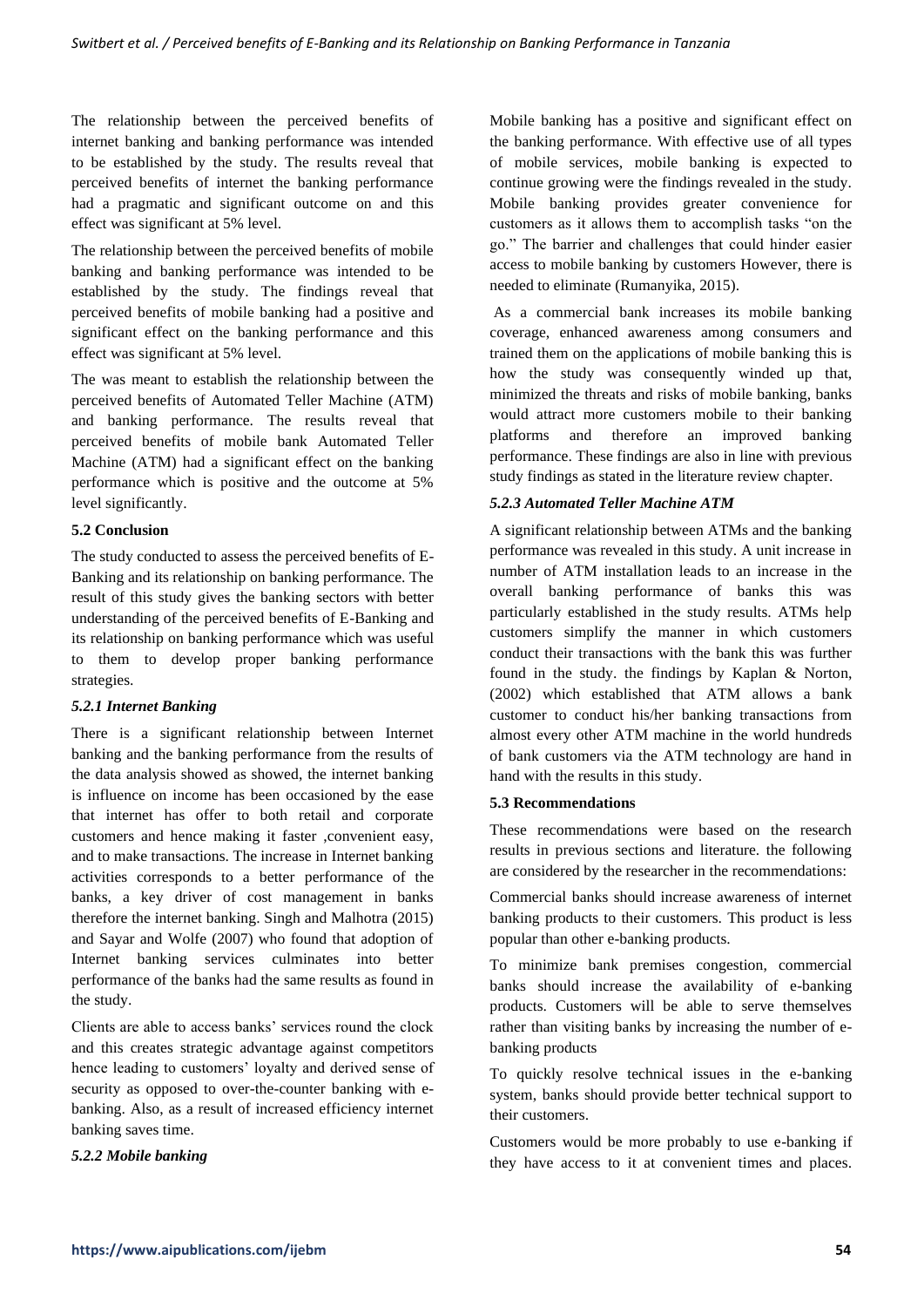The relationship between the perceived benefits of internet banking and banking performance was intended to be established by the study. The results reveal that perceived benefits of internet the banking performance had a pragmatic and significant outcome on and this effect was significant at 5% level.

The relationship between the perceived benefits of mobile banking and banking performance was intended to be established by the study. The findings reveal that perceived benefits of mobile banking had a positive and significant effect on the banking performance and this effect was significant at 5% level.

The was meant to establish the relationship between the perceived benefits of Automated Teller Machine (ATM) and banking performance. The results reveal that perceived benefits of mobile bank Automated Teller Machine (ATM) had a significant effect on the banking performance which is positive and the outcome at 5% level significantly.

**5.2 Conclusion**

The study conducted to assess the perceived benefits of E-Banking and its relationship on banking performance. The result of this study gives the banking sectors with better understanding of the perceived benefits of E-Banking and its relationship on banking performance which was useful to them to develop proper banking performance strategies.

***5.2.1 Internet Banking***

There is a significant relationship between Internet banking and the banking performance from the results of the data analysis showed as showed, the internet banking is influence on income has been occasioned by the ease that internet has offer to both retail and corporate customers and hence making it faster ,convenient easy, and to make transactions. The increase in Internet banking activities corresponds to a better performance of the banks, a key driver of cost management in banks therefore the internet banking. Singh and Malhotra (2015) and Sayar and Wolfe (2007) who found that adoption of Internet banking services culminates into better performance of the banks had the same results as found in the study.

Clients are able to access banks' services round the clock and this creates strategic advantage against competitors hence leading to customers' loyalty and derived sense of security as opposed to over-the-counter banking with e-banking. Also, as a result of increased efficiency internet banking saves time.

***5.2.2 Mobile banking***

Mobile banking has a positive and significant effect on the banking performance. With effective use of all types of mobile services, mobile banking is expected to continue growing were the findings revealed in the study. Mobile banking provides greater convenience for customers as it allows them to accomplish tasks "on the go." The barrier and challenges that could hinder easier access to mobile banking by customers However, there is needed to eliminate (Rumanyika, 2015).

As a commercial bank increases its mobile banking coverage, enhanced awareness among consumers and trained them on the applications of mobile banking this is how the study was consequently winded up that, minimized the threats and risks of mobile banking, banks would attract more customers mobile to their banking platforms and therefore an improved banking performance. These findings are also in line with previous study findings as stated in the literature review chapter.

***5.2.3 Automated Teller Machine ATM***

A significant relationship between ATMs and the banking performance was revealed in this study. A unit increase in number of ATM installation leads to an increase in the overall banking performance of banks this was particularly established in the study results. ATMs help customers simplify the manner in which customers conduct their transactions with the bank this was further found in the study. the findings by Kaplan & Norton, (2002) which established that ATM allows a bank customer to conduct his/her banking transactions from almost every other ATM machine in the world hundreds of bank customers via the ATM technology are hand in hand with the results in this study.

**5.3 Recommendations**

These recommendations were based on the research results in previous sections and literature. the following are considered by the researcher in the recommendations:

Commercial banks should increase awareness of internet banking products to their customers. This product is less popular than other e-banking products.

To minimize bank premises congestion, commercial banks should increase the availability of e-banking products. Customers will be able to serve themselves rather than visiting banks by increasing the number of e-banking products

To quickly resolve technical issues in the e-banking system, banks should provide better technical support to their customers.

Customers would be more probably to use e-banking if they have access to it at convenient times and places.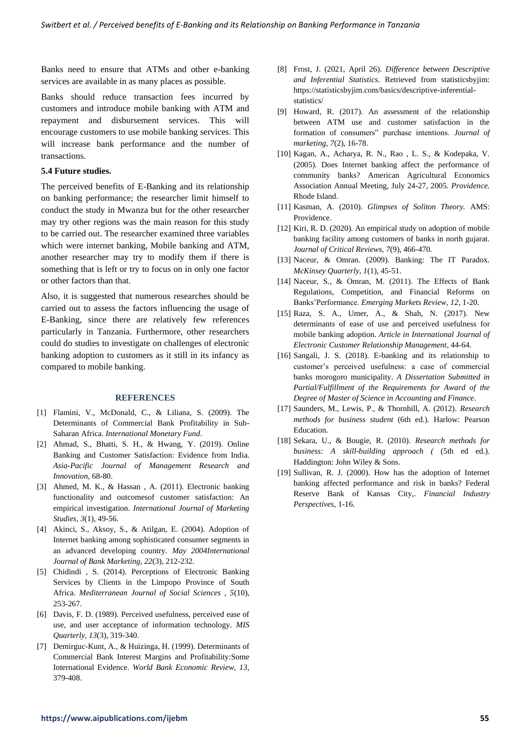Banks need to ensure that ATMs and other e-banking services are available in as many places as possible.

Banks should reduce transaction fees incurred by customers and introduce mobile banking with ATM and repayment and disbursement services. This will encourage customers to use mobile banking services. This will increase bank performance and the number of transactions.

### 5.4 Future studies.

The perceived benefits of E-Banking and its relationship on banking performance; the researcher limit himself to conduct the study in Mwanza but for the other researcher may try other regions was the main reason for this study to be carried out. The researcher examined three variables which were internet banking, Mobile banking and ATM, another researcher may try to modify them if there is something that is left or try to focus on in only one factor or other factors than that.

Also, it is suggested that numerous researches should be carried out to assess the factors influencing the usage of E-Banking, since there are relatively few references particularly in Tanzania. Furthermore, other researchers could do studies to investigate on challenges of electronic banking adoption to customers as it still in its infancy as compared to mobile banking.

## REFERENCES

[1] Flamini, V., McDonald, C., & Liliana, S. (2009). The Determinants of Commercial Bank Profitability in Sub-Saharan Africa. *International Monetary Fund*.

[2] Ahmad, S., Bhatti, S. H., & Hwang, Y. (2019). Online Banking and Customer Satisfaction: Evidence from India. *Asia-Pacific Journal of Management Research and Innovation*, 68-80.

[3] Ahmed, M. K., & Hassan , A. (2011). Electronic banking functionality and outcomesof customer satisfaction: An empirical investigation. *International Journal of Marketing Studies, 3*(1), 49-56.

[4] Akinci, S., Aksoy, S., & Atilgan, E. (2004). Adoption of Internet banking among sophisticated consumer segments in an advanced developing country. *May 2004International Journal of Bank Marketing, 22*(3), 212-232.

[5] Chidindi , S. (2014). Perceptions of Electronic Banking Services by Clients in the Limpopo Province of South Africa. *Mediterranean Journal of Social Sciences , 5*(10), 253-267.

[6] Davis, F. D. (1989). Perceived usefulness, perceived ease of use, and user acceptance of information technology. *MIS Quarterly, 13*(3), 319-340.

[7] Demirguc-Kunt, A., & Huizinga, H. (1999). Determinants of Commercial Bank Interest Margins and Profitability:Some International Evidence. *World Bank Economic Review, 13*, 379-408.

[8] Frost, J. (2021, April 26). *Difference between Descriptive and Inferential Statistics.* Retrieved from statisticsbyjim: https://statisticsbyjim.com/basics/descriptive-inferential-statistics/

[9] Howard, R. (2017). An assessment of the relationship between ATM use and customer satisfaction in the formation of consumers" purchase intentions. *Journal of marketing, 7*(2), 16-78.

[10] Kagan, A., Acharya, R. N., Rao , L. S., & Kodepaka, V. (2005). Does Internet banking affect the performance of community banks? American Agricultural Economics Association Annual Meeting, July 24-27, 2005. *Providence.* Rhode Island.

[11] Kasman, A. (2010). *Glimpses of Soliton Theory.* AMS: Providence.

[12] Kiri, R. D. (2020). An empirical study on adoption of mobile banking facility among customers of banks in north gujarat. *Journal of Critical Reviews, 7*(9), 466-470.

[13] Naceur, & Omran. (2009). Banking: The IT Paradox. *McKinsey Quarterly, 1*(1), 45-51.

[14] Naceur, S., & Omran, M. (2011). The Effects of Bank Regulations, Competition, and Financial Reforms on Banks'Performance. *Emerging Markets Review, 12*, 1-20.

[15] Raza, S. A., Umer, A., & Shah, N. (2017). New determinants of ease of use and perceived usefulness for mobile banking adoption. *Article in International Journal of Electronic Customer Relationship Management*, 44-64.

[16] Sangali, J. S. (2018). E-banking and its relationship to customer's perceived usefulness: a case of commercial banks morogoro municipality. *A Dissertation Submitted in Partial/Fulfillment of the Requirements for Award of the Degree of Master of Science in Accounting and Finance*.

[17] Saunders, M., Lewis, P., & Thornhill, A. (2012). *Research methods for business student* (6th ed.). Harlow: Pearson Education.

[18] Sekara, U., & Bougie, R. (2010). *Research methods for business: A skill-building approach (* (5th ed ed.). Haddington: John Wiley & Sons.

[19] Sullivan, R. J. (2000). How has the adoption of Internet banking affected performance and risk in banks? Federal Reserve Bank of Kansas City,. *Financial Industry Perspectives*, 1-16.